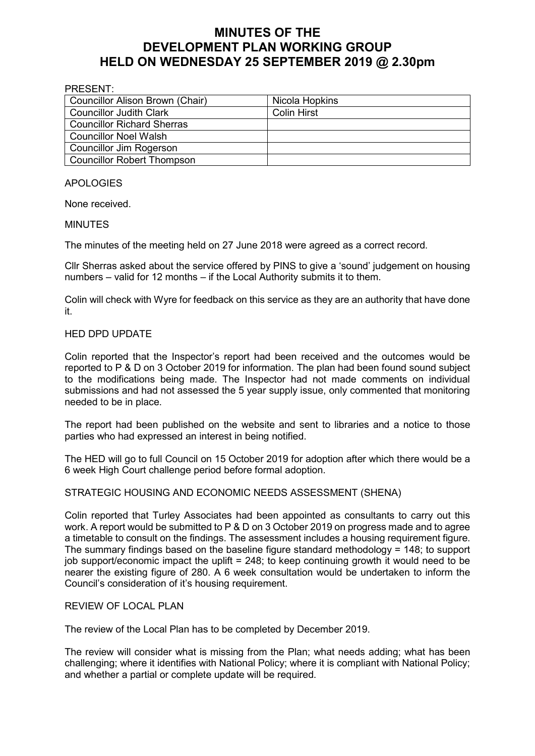# MINUTES OF THE DEVELOPMENT PLAN WORKING GROUP HELD ON WEDNESDAY 25 SEPTEMBER 2019 @ 2.30pm

PRESENT:

| | |
|---|---|
| Councillor Alison Brown (Chair) | Nicola Hopkins |
| Councillor Judith Clark | Colin Hirst |
| Councillor Richard Sherras | |
| Councillor Noel Walsh | |
| Councillor Jim Rogerson | |
| Councillor Robert Thompson | |

APOLOGIES

None received.

MINUTES

The minutes of the meeting held on 27 June 2018 were agreed as a correct record.

Cllr Sherras asked about the service offered by PINS to give a 'sound' judgement on housing numbers – valid for 12 months – if the Local Authority submits it to them.

Colin will check with Wyre for feedback on this service as they are an authority that have done it.

HED DPD UPDATE

Colin reported that the Inspector's report had been received and the outcomes would be reported to P & D on 3 October 2019 for information. The plan had been found sound subject to the modifications being made. The Inspector had not made comments on individual submissions and had not assessed the 5 year supply issue, only commented that monitoring needed to be in place.

The report had been published on the website and sent to libraries and a notice to those parties who had expressed an interest in being notified.

The HED will go to full Council on 15 October 2019 for adoption after which there would be a 6 week High Court challenge period before formal adoption.

STRATEGIC HOUSING AND ECONOMIC NEEDS ASSESSMENT (SHENA)

Colin reported that Turley Associates had been appointed as consultants to carry out this work. A report would be submitted to P & D on 3 October 2019 on progress made and to agree a timetable to consult on the findings. The assessment includes a housing requirement figure. The summary findings based on the baseline figure standard methodology = 148; to support job support/economic impact the uplift = 248; to keep continuing growth it would need to be nearer the existing figure of 280. A 6 week consultation would be undertaken to inform the Council's consideration of it's housing requirement.

REVIEW OF LOCAL PLAN

The review of the Local Plan has to be completed by December 2019.

The review will consider what is missing from the Plan; what needs adding; what has been challenging; where it identifies with National Policy; where it is compliant with National Policy; and whether a partial or complete update will be required.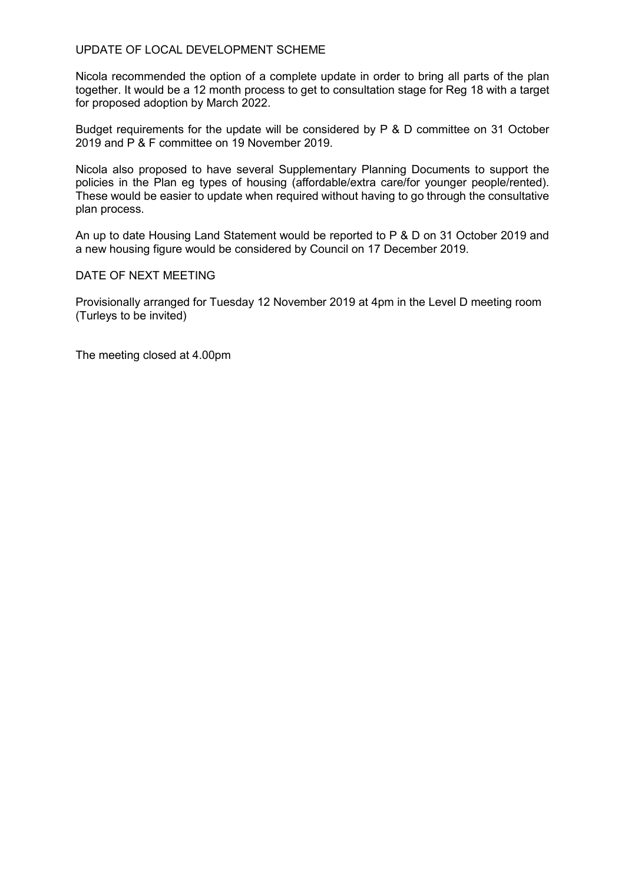## UPDATE OF LOCAL DEVELOPMENT SCHEME

Nicola recommended the option of a complete update in order to bring all parts of the plan together. It would be a 12 month process to get to consultation stage for Reg 18 with a target for proposed adoption by March 2022.

Budget requirements for the update will be considered by P & D committee on 31 October 2019 and P & F committee on 19 November 2019.

Nicola also proposed to have several Supplementary Planning Documents to support the policies in the Plan eg types of housing (affordable/extra care/for younger people/rented). These would be easier to update when required without having to go through the consultative plan process.

An up to date Housing Land Statement would be reported to P & D on 31 October 2019 and a new housing figure would be considered by Council on 17 December 2019.

## DATE OF NEXT MEETING

Provisionally arranged for Tuesday 12 November 2019 at 4pm in the Level D meeting room (Turleys to be invited)

The meeting closed at 4.00pm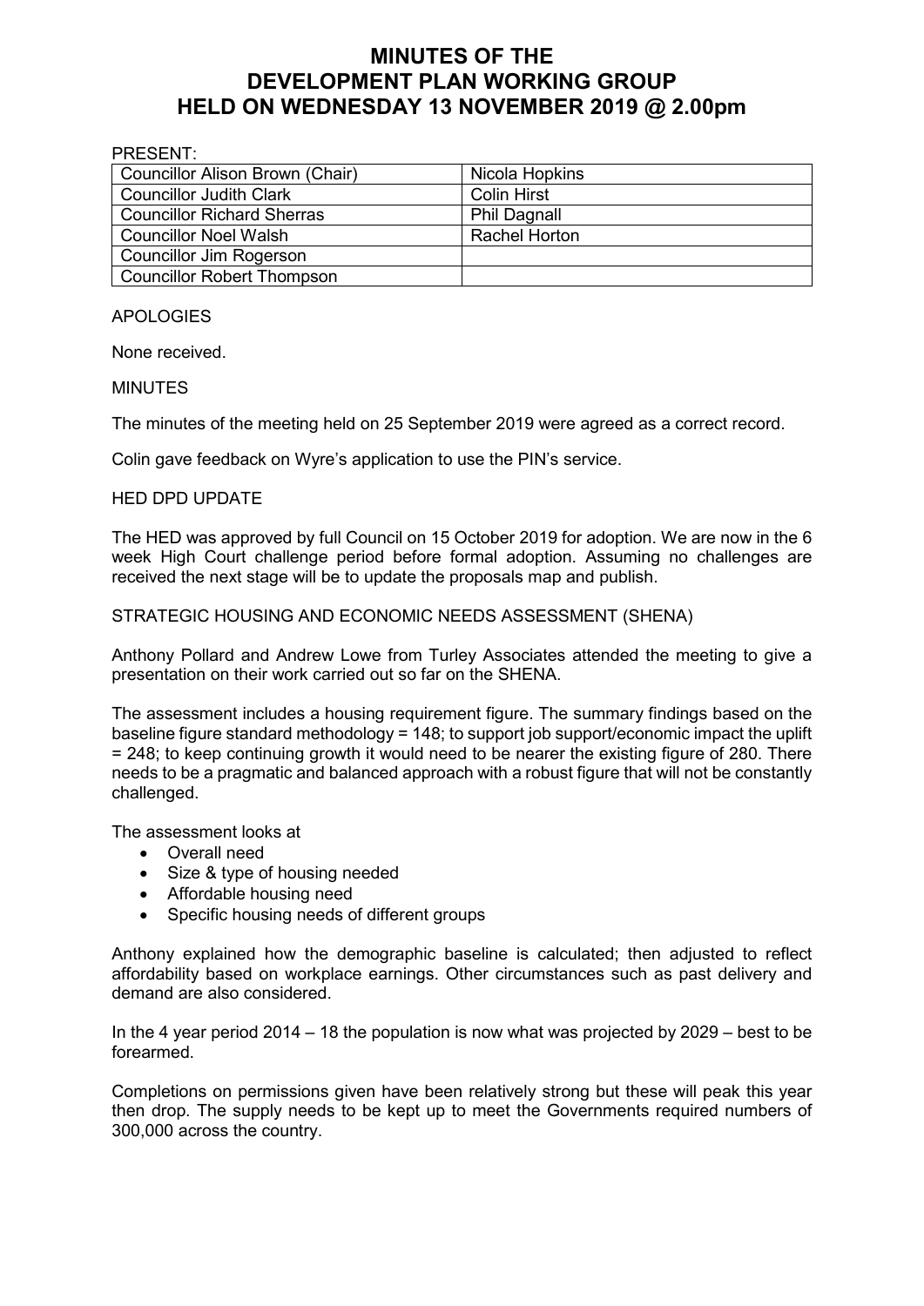# MINUTES OF THE DEVELOPMENT PLAN WORKING GROUP HELD ON WEDNESDAY 13 NOVEMBER 2019 @ 2.00pm

PRESENT:

| | |
|---|---|
| Councillor Alison Brown (Chair) | Nicola Hopkins |
| Councillor Judith Clark | Colin Hirst |
| Councillor Richard Sherras | Phil Dagnall |
| Councillor Noel Walsh | Rachel Horton |
| Councillor Jim Rogerson | |
| Councillor Robert Thompson | |

APOLOGIES

None received.

MINUTES

The minutes of the meeting held on 25 September 2019 were agreed as a correct record.

Colin gave feedback on Wyre's application to use the PIN's service.

HED DPD UPDATE

The HED was approved by full Council on 15 October 2019 for adoption. We are now in the 6 week High Court challenge period before formal adoption. Assuming no challenges are received the next stage will be to update the proposals map and publish.

STRATEGIC HOUSING AND ECONOMIC NEEDS ASSESSMENT (SHENA)

Anthony Pollard and Andrew Lowe from Turley Associates attended the meeting to give a presentation on their work carried out so far on the SHENA.

The assessment includes a housing requirement figure. The summary findings based on the baseline figure standard methodology = 148; to support job support/economic impact the uplift = 248; to keep continuing growth it would need to be nearer the existing figure of 280. There needs to be a pragmatic and balanced approach with a robust figure that will not be constantly challenged.

The assessment looks at

- Overall need
- Size & type of housing needed
- Affordable housing need
- Specific housing needs of different groups

Anthony explained how the demographic baseline is calculated; then adjusted to reflect affordability based on workplace earnings. Other circumstances such as past delivery and demand are also considered.

In the 4 year period 2014 – 18 the population is now what was projected by 2029 – best to be forearmed.

Completions on permissions given have been relatively strong but these will peak this year then drop. The supply needs to be kept up to meet the Governments required numbers of 300,000 across the country.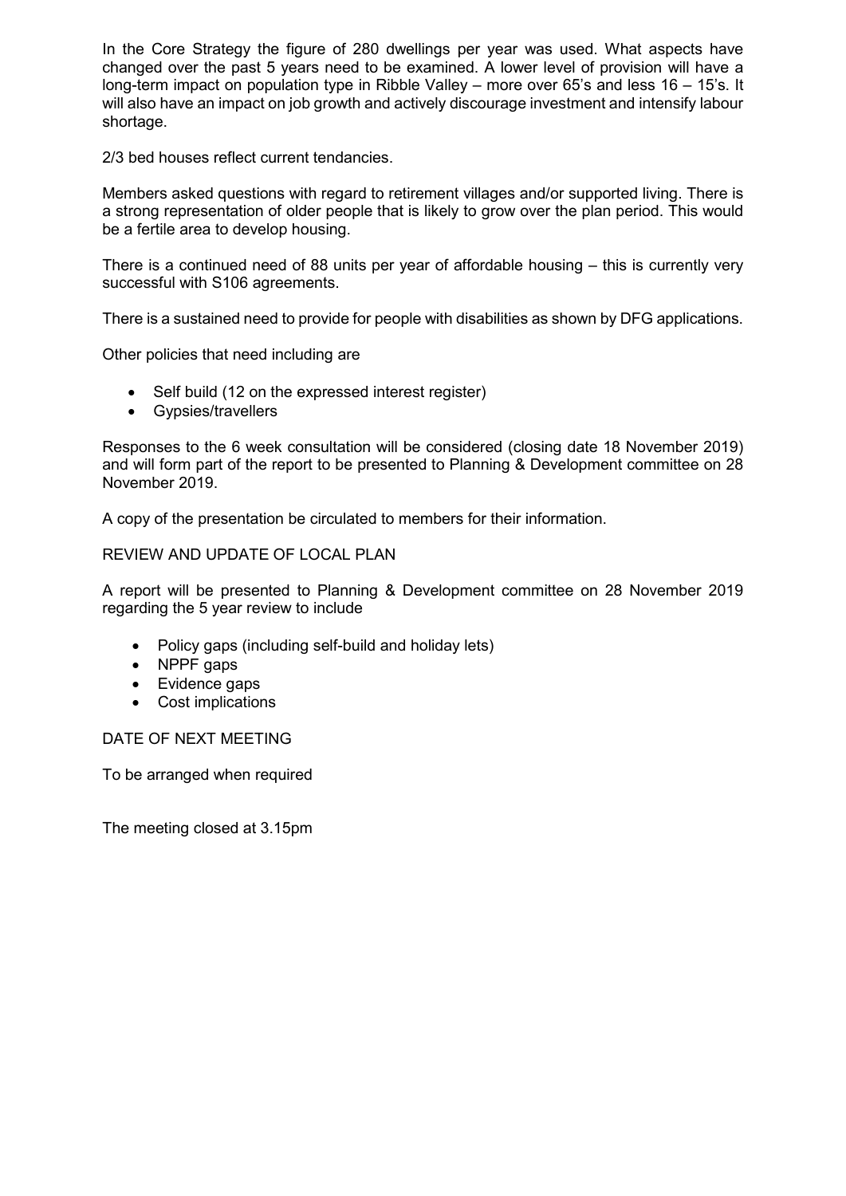In the Core Strategy the figure of 280 dwellings per year was used. What aspects have changed over the past 5 years need to be examined. A lower level of provision will have a long-term impact on population type in Ribble Valley – more over 65's and less 16 – 15's. It will also have an impact on job growth and actively discourage investment and intensify labour shortage.

2/3 bed houses reflect current tendancies.

Members asked questions with regard to retirement villages and/or supported living. There is a strong representation of older people that is likely to grow over the plan period. This would be a fertile area to develop housing.

There is a continued need of 88 units per year of affordable housing – this is currently very successful with S106 agreements.

There is a sustained need to provide for people with disabilities as shown by DFG applications.

Other policies that need including are

- Self build (12 on the expressed interest register)
- Gypsies/travellers

Responses to the 6 week consultation will be considered (closing date 18 November 2019) and will form part of the report to be presented to Planning & Development committee on 28 November 2019.

A copy of the presentation be circulated to members for their information.

REVIEW AND UPDATE OF LOCAL PLAN

A report will be presented to Planning & Development committee on 28 November 2019 regarding the 5 year review to include

- Policy gaps (including self-build and holiday lets)
- NPPF gaps
- Evidence gaps
- Cost implications

DATE OF NEXT MEETING

To be arranged when required

The meeting closed at 3.15pm